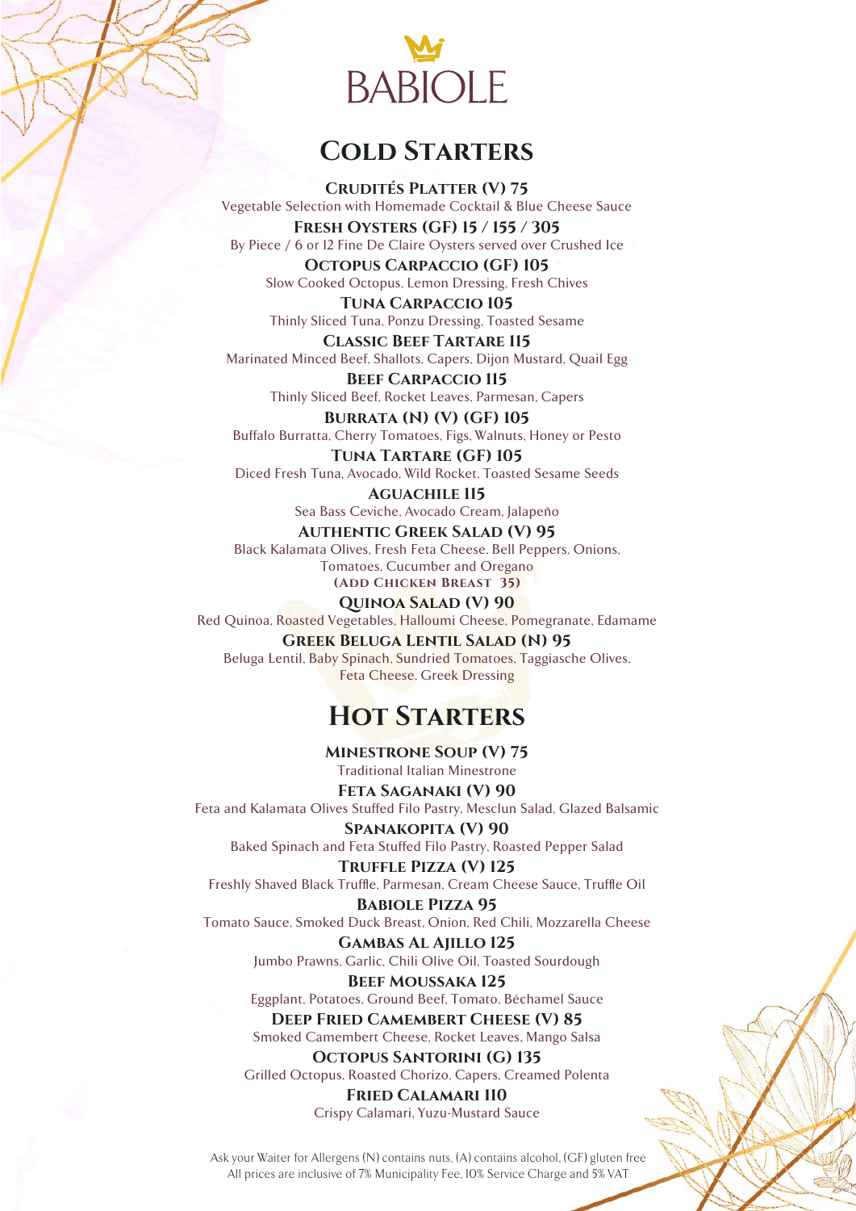# BABIOLE

## Cold Starters

**Crudités Platter (V) 75**
Vegetable Selection with Homemade Cocktail & Blue Cheese Sauce

**Fresh Oysters (GF) 15 / 155 / 305**
By Piece / 6 or 12 Fine De Claire Oysters served over Crushed Ice

**Octopus Carpaccio (GF) 105**
Slow Cooked Octopus, Lemon Dressing, Fresh Chives

**Tuna Carpaccio 105**
Thinly Sliced Tuna, Ponzu Dressing, Toasted Sesame

**Classic Beef Tartare 115**
Marinated Minced Beef, Shallots, Capers, Dijon Mustard, Quail Egg

**Beef Carpaccio 115**
Thinly Sliced Beef, Rocket Leaves, Parmesan, Capers

**Burrata (N) (V) (GF) 105**
Buffalo Burratta, Cherry Tomatoes, Figs, Walnuts, Honey or Pesto

**Tuna Tartare (GF) 105**
Diced Fresh Tuna, Avocado, Wild Rocket, Toasted Sesame Seeds

**Aguachile 115**
Sea Bass Ceviche, Avocado Cream, Jalapeño

**Authentic Greek Salad (V) 95**
Black Kalamata Olives, Fresh Feta Cheese, Bell Peppers, Onions, Tomatoes, Cucumber and Oregano
**(Add Chicken Breast 35)**

**Quinoa Salad (V) 90**
Red Quinoa, Roasted Vegetables, Halloumi Cheese, Pomegranate, Edamame

**Greek Beluga Lentil Salad (N) 95**
Beluga Lentil, Baby Spinach, Sundried Tomatoes, Taggiasche Olives, Feta Cheese, Greek Dressing

## Hot Starters

**Minestrone Soup (V) 75**
Traditional Italian Minestrone

**Feta Saganaki (V) 90**
Feta and Kalamata Olives Stuffed Filo Pastry, Mesclun Salad, Glazed Balsamic

**Spanakopita (V) 90**
Baked Spinach and Feta Stuffed Filo Pastry, Roasted Pepper Salad

**Truffle Pizza (V) 125**
Freshly Shaved Black Truffle, Parmesan, Cream Cheese Sauce, Truffle Oil

**Babiole Pizza 95**
Tomato Sauce, Smoked Duck Breast, Onion, Red Chili, Mozzarella Cheese

**Gambas Al Ajillo 125**
Jumbo Prawns, Garlic, Chili Olive Oil, Toasted Sourdough

**Beef Moussaka 125**
Eggplant, Potatoes, Ground Beef, Tomato, Béchamel Sauce

**Deep Fried Camembert Cheese (V) 85**
Smoked Camembert Cheese, Rocket Leaves, Mango Salsa

**Octopus Santorini (G) 135**
Grilled Octopus, Roasted Chorizo, Capers, Creamed Polenta

**Fried Calamari 110**
Crispy Calamari, Yuzu-Mustard Sauce

Ask your Waiter for Allergens (N) contains nuts, (A) contains alcohol, (GF) gluten free
All prices are inclusive of 7% Municipality Fee, 10% Service Charge and 5% VAT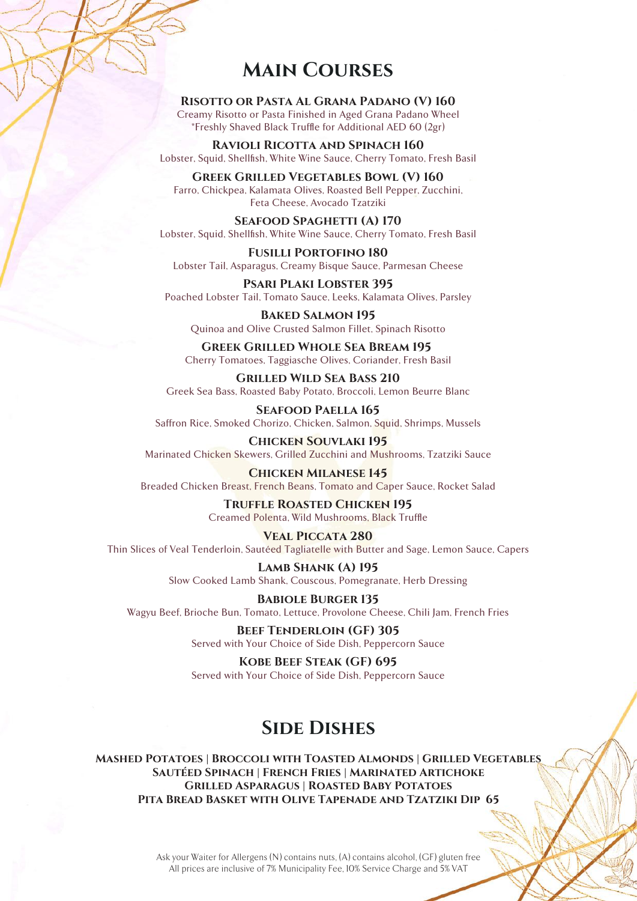# Main Courses

**Risotto or Pasta Al Grana Padano (V) 160**
Creamy Risotto or Pasta Finished in Aged Grana Padano Wheel
*Freshly Shaved Black Truffle for Additional AED 60 (2gr)

**Ravioli Ricotta and Spinach 160**
Lobster, Squid, Shellfish, White Wine Sauce, Cherry Tomato, Fresh Basil

**Greek Grilled Vegetables Bowl (V) 160**
Farro, Chickpea, Kalamata Olives, Roasted Bell Pepper, Zucchini, Feta Cheese, Avocado Tzatziki

**Seafood Spaghetti (A) 170**
Lobster, Squid, Shellfish, White Wine Sauce, Cherry Tomato, Fresh Basil

**Fusilli Portofino 180**
Lobster Tail, Asparagus, Creamy Bisque Sauce, Parmesan Cheese

**Psari Plaki Lobster 395**
Poached Lobster Tail, Tomato Sauce, Leeks, Kalamata Olives, Parsley

**Baked Salmon 195**
Quinoa and Olive Crusted Salmon Fillet, Spinach Risotto

**Greek Grilled Whole Sea Bream 195**
Cherry Tomatoes, Taggiasche Olives, Coriander, Fresh Basil

**Grilled Wild Sea Bass 210**
Greek Sea Bass, Roasted Baby Potato, Broccoli, Lemon Beurre Blanc

**Seafood Paella 165**
Saffron Rice, Smoked Chorizo, Chicken, Salmon, Squid, Shrimps, Mussels

**Chicken Souvlaki 195**
Marinated Chicken Skewers, Grilled Zucchini and Mushrooms, Tzatziki Sauce

**Chicken Milanese 145**
Breaded Chicken Breast, French Beans, Tomato and Caper Sauce, Rocket Salad

**Truffle Roasted Chicken 195**
Creamed Polenta, Wild Mushrooms, Black Truffle

**Veal Piccata 280**
Thin Slices of Veal Tenderloin, Sautéed Tagliatelle with Butter and Sage, Lemon Sauce, Capers

**Lamb Shank (A) 195**
Slow Cooked Lamb Shank, Couscous, Pomegranate, Herb Dressing

**Babiole Burger 135**
Wagyu Beef, Brioche Bun, Tomato, Lettuce, Provolone Cheese, Chili Jam, French Fries

**Beef Tenderloin (GF) 305**
Served with Your Choice of Side Dish, Peppercorn Sauce

**Kobe Beef Steak (GF) 695**
Served with Your Choice of Side Dish, Peppercorn Sauce

# Side Dishes

**Mashed Potatoes | Broccoli with Toasted Almonds | Grilled Vegetables**
**Sautéed Spinach | French Fries | Marinated Artichoke**
**Grilled Asparagus | Roasted Baby Potatoes**
**Pita Bread Basket with Olive Tapenade and Tzatziki Dip 65**

Ask your Waiter for Allergens (N) contains nuts, (A) contains alcohol, (GF) gluten free
All prices are inclusive of 7% Municipality Fee, 10% Service Charge and 5% VAT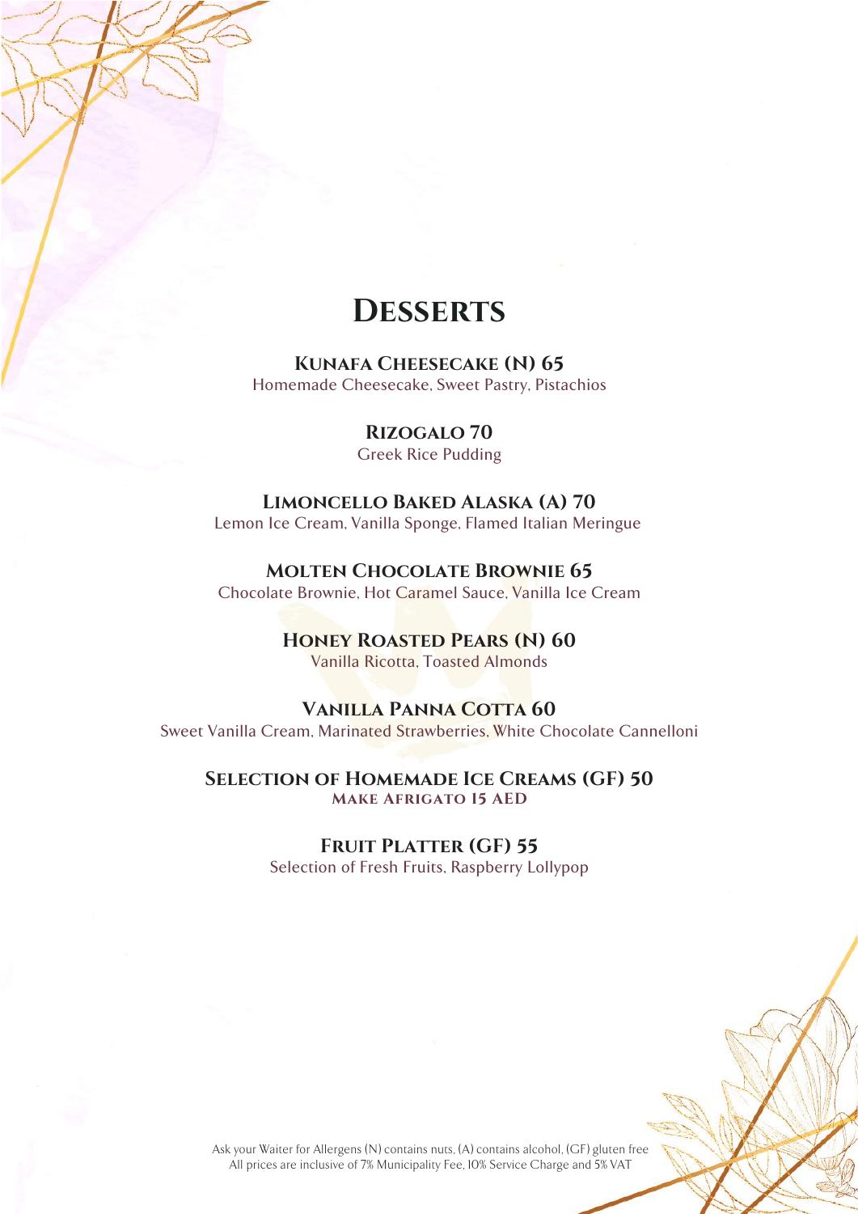# Desserts

**Kunafa Cheesecake (N) 65**
Homemade Cheesecake, Sweet Pastry, Pistachios

**Rizogalo 70**
Greek Rice Pudding

**Limoncello Baked Alaska (A) 70**
Lemon Ice Cream, Vanilla Sponge, Flamed Italian Meringue

**Molten Chocolate Brownie 65**
Chocolate Brownie, Hot Caramel Sauce, Vanilla Ice Cream

**Honey Roasted Pears (N) 60**
Vanilla Ricotta, Toasted Almonds

**Vanilla Panna Cotta 60**
Sweet Vanilla Cream, Marinated Strawberries, White Chocolate Cannelloni

**Selection of Homemade Ice Creams (GF) 50**
**Make Afrigato 15 AED**

**Fruit Platter (GF) 55**
Selection of Fresh Fruits, Raspberry Lollypop

Ask your Waiter for Allergens (N) contains nuts, (A) contains alcohol, (GF) gluten free
All prices are inclusive of 7% Municipality Fee, 10% Service Charge and 5% VAT